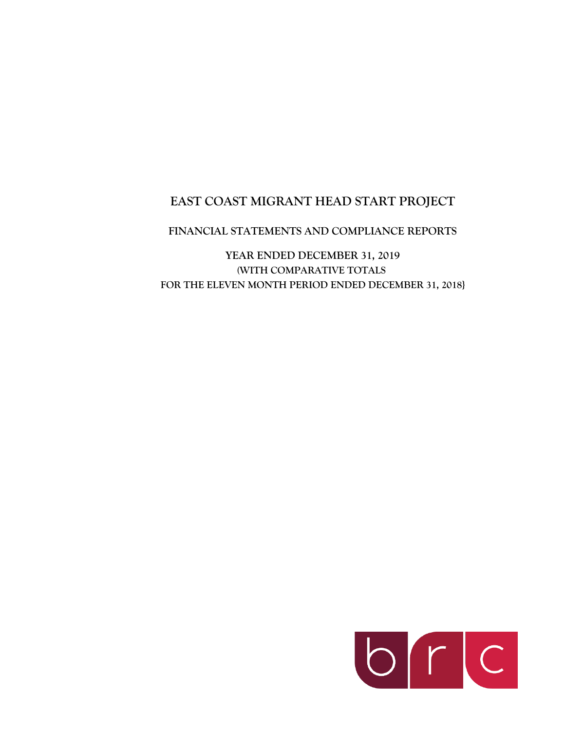# EAST COAST MIGRANT HEAD START PROJECT

## FINANCIAL STATEMENTS AND COMPLIANCE REPORTS

### YEAR ENDED DECEMBER 31, 2019
### (WITH COMPARATIVE TOTALS
### FOR THE ELEVEN MONTH PERIOD ENDED DECEMBER 31, 2018}

brc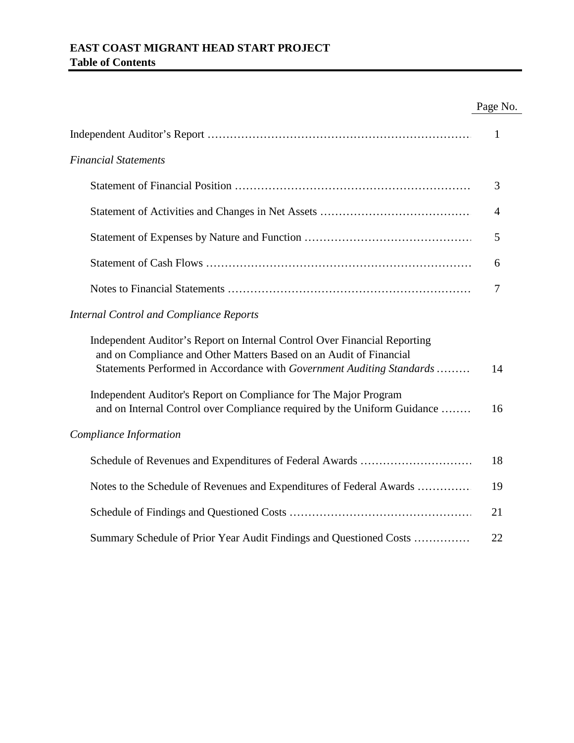# EAST COAST MIGRANT HEAD START PROJECT
## Table of Contents

| | Page No. |
|---|---|
| Independent Auditor's Report | 1 |
| *Financial Statements* | |
| Statement of Financial Position | 3 |
| Statement of Activities and Changes in Net Assets | 4 |
| Statement of Expenses by Nature and Function | 5 |
| Statement of Cash Flows | 6 |
| Notes to Financial Statements | 7 |
| *Internal Control and Compliance Reports* | |
| Independent Auditor's Report on Internal Control Over Financial Reporting and on Compliance and Other Matters Based on an Audit of Financial Statements Performed in Accordance with *Government Auditing Standards* | 14 |
| Independent Auditor's Report on Compliance for The Major Program and on Internal Control over Compliance required by the Uniform Guidance | 16 |
| *Compliance Information* | |
| Schedule of Revenues and Expenditures of Federal Awards | 18 |
| Notes to the Schedule of Revenues and Expenditures of Federal Awards | 19 |
| Schedule of Findings and Questioned Costs | 21 |
| Summary Schedule of Prior Year Audit Findings and Questioned Costs | 22 |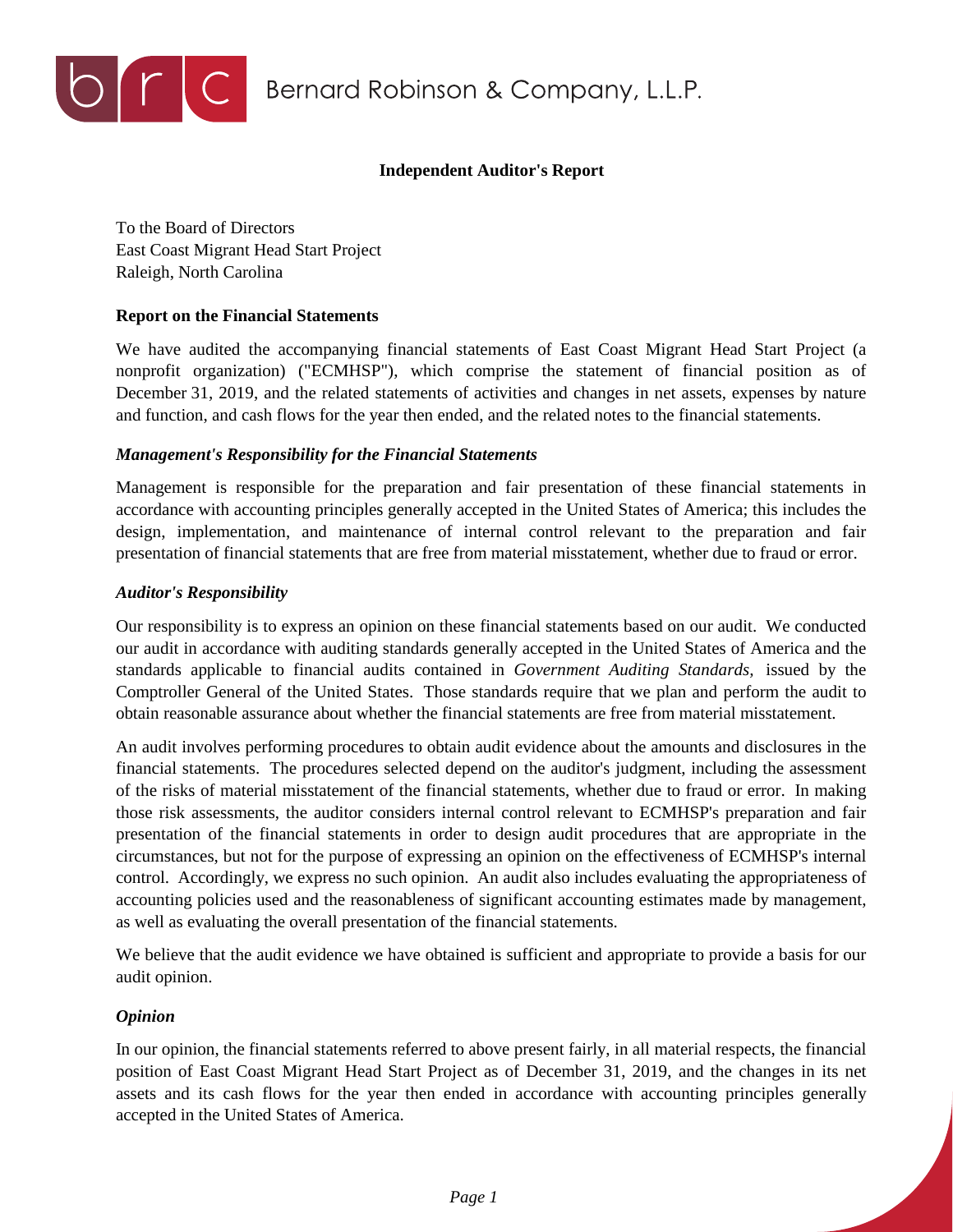Bernard Robinson & Company, L.L.P.

# Independent Auditor's Report

To the Board of Directors
East Coast Migrant Head Start Project
Raleigh, North Carolina

## Report on the Financial Statements

We have audited the accompanying financial statements of East Coast Migrant Head Start Project (a nonprofit organization) ("ECMHSP"), which comprise the statement of financial position as of December 31, 2019, and the related statements of activities and changes in net assets, expenses by nature and function, and cash flows for the year then ended, and the related notes to the financial statements.

### *Management's Responsibility for the Financial Statements*

Management is responsible for the preparation and fair presentation of these financial statements in accordance with accounting principles generally accepted in the United States of America; this includes the design, implementation, and maintenance of internal control relevant to the preparation and fair presentation of financial statements that are free from material misstatement, whether due to fraud or error.

### *Auditor's Responsibility*

Our responsibility is to express an opinion on these financial statements based on our audit. We conducted our audit in accordance with auditing standards generally accepted in the United States of America and the standards applicable to financial audits contained in *Government Auditing Standards*, issued by the Comptroller General of the United States. Those standards require that we plan and perform the audit to obtain reasonable assurance about whether the financial statements are free from material misstatement.

An audit involves performing procedures to obtain audit evidence about the amounts and disclosures in the financial statements. The procedures selected depend on the auditor's judgment, including the assessment of the risks of material misstatement of the financial statements, whether due to fraud or error. In making those risk assessments, the auditor considers internal control relevant to ECMHSP's preparation and fair presentation of the financial statements in order to design audit procedures that are appropriate in the circumstances, but not for the purpose of expressing an opinion on the effectiveness of ECMHSP's internal control. Accordingly, we express no such opinion. An audit also includes evaluating the appropriateness of accounting policies used and the reasonableness of significant accounting estimates made by management, as well as evaluating the overall presentation of the financial statements.

We believe that the audit evidence we have obtained is sufficient and appropriate to provide a basis for our audit opinion.

### *Opinion*

In our opinion, the financial statements referred to above present fairly, in all material respects, the financial position of East Coast Migrant Head Start Project as of December 31, 2019, and the changes in its net assets and its cash flows for the year then ended in accordance with accounting principles generally accepted in the United States of America.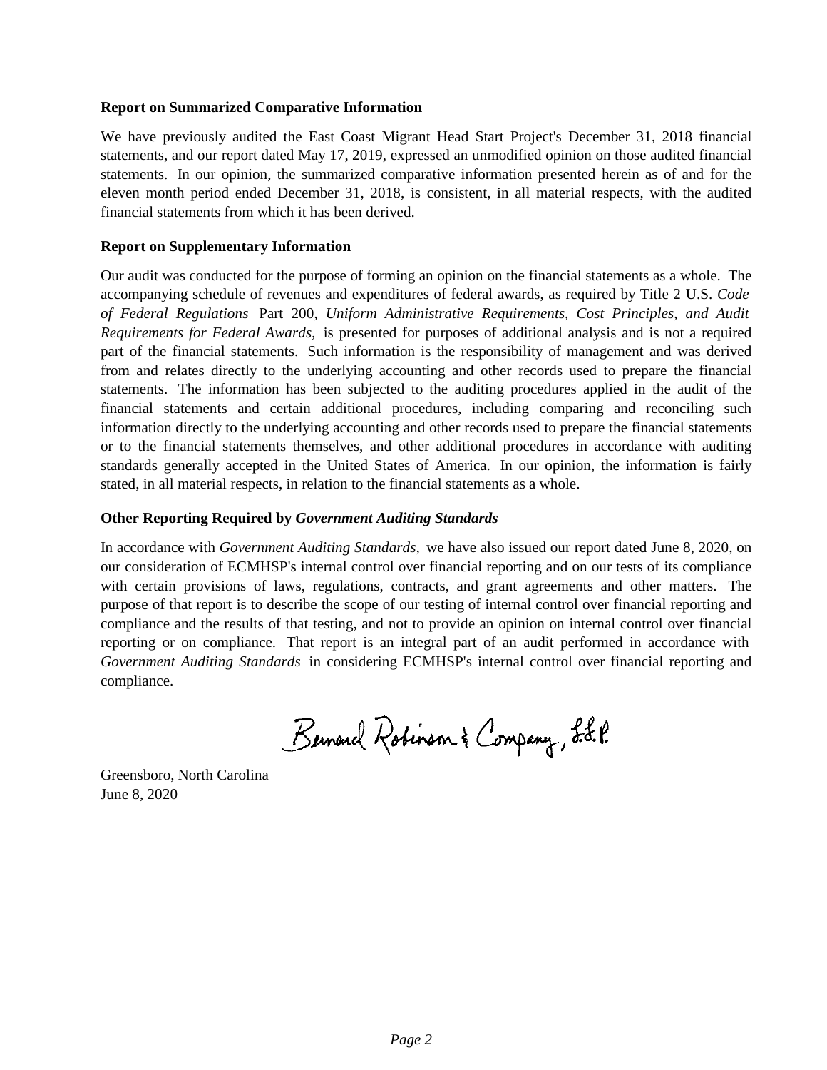**Report on Summarized Comparative Information**

We have previously audited the East Coast Migrant Head Start Project's December 31, 2018 financial statements, and our report dated May 17, 2019, expressed an unmodified opinion on those audited financial statements. In our opinion, the summarized comparative information presented herein as of and for the eleven month period ended December 31, 2018, is consistent, in all material respects, with the audited financial statements from which it has been derived.

**Report on Supplementary Information**

Our audit was conducted for the purpose of forming an opinion on the financial statements as a whole. The accompanying schedule of revenues and expenditures of federal awards, as required by Title 2 U.S. *Code of Federal Regulations* Part 200, *Uniform Administrative Requirements, Cost Principles, and Audit Requirements for Federal Awards,* is presented for purposes of additional analysis and is not a required part of the financial statements. Such information is the responsibility of management and was derived from and relates directly to the underlying accounting and other records used to prepare the financial statements. The information has been subjected to the auditing procedures applied in the audit of the financial statements and certain additional procedures, including comparing and reconciling such information directly to the underlying accounting and other records used to prepare the financial statements or to the financial statements themselves, and other additional procedures in accordance with auditing standards generally accepted in the United States of America. In our opinion, the information is fairly stated, in all material respects, in relation to the financial statements as a whole.

**Other Reporting Required by *Government Auditing Standards***

In accordance with *Government Auditing Standards,* we have also issued our report dated June 8, 2020, on our consideration of ECMHSP's internal control over financial reporting and on our tests of its compliance with certain provisions of laws, regulations, contracts, and grant agreements and other matters. The purpose of that report is to describe the scope of our testing of internal control over financial reporting and compliance and the results of that testing, and not to provide an opinion on internal control over financial reporting or on compliance. That report is an integral part of an audit performed in accordance with *Government Auditing Standards* in considering ECMHSP's internal control over financial reporting and compliance.

Bernard Robinson & Company, L.L.P.

Greensboro, North Carolina
June 8, 2020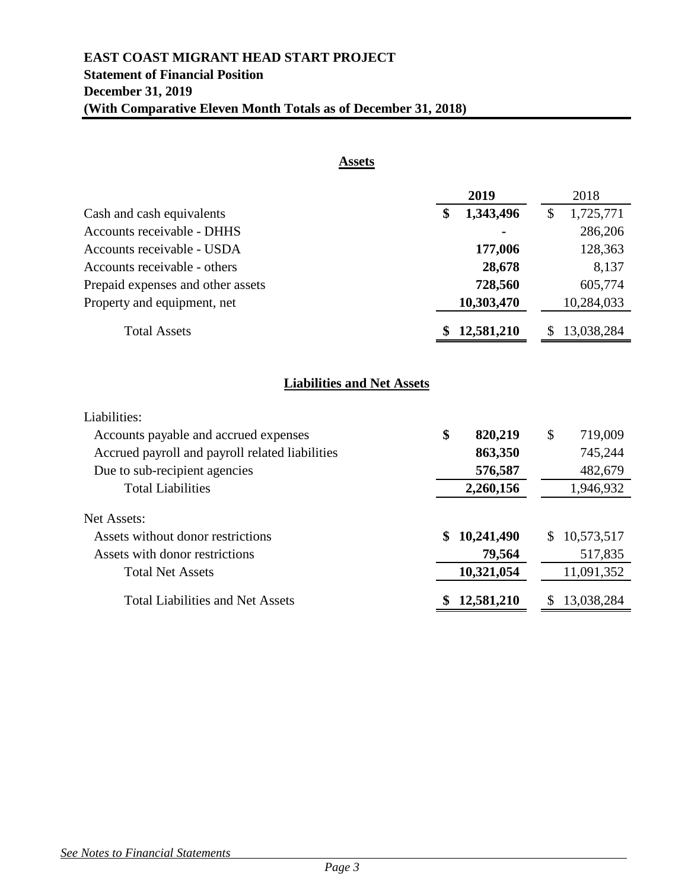**EAST COAST MIGRANT HEAD START PROJECT**
**Statement of Financial Position**
**December 31, 2019**
**(With Comparative Eleven Month Totals as of December 31, 2018)**

## Assets

| | 2019 | 2018 |
|---|---|---|
| Cash and cash equivalents | **$ 1,343,496** | $ 1,725,771 |
| Accounts receivable - DHHS | **-** | 286,206 |
| Accounts receivable - USDA | **177,006** | 128,363 |
| Accounts receivable - others | **28,678** | 8,137 |
| Prepaid expenses and other assets | **728,560** | 605,774 |
| Property and equipment, net | **10,303,470** | 10,284,033 |
| Total Assets | **$ 12,581,210** | $ 13,038,284 |

## Liabilities and Net Assets

| | 2019 | 2018 |
|---|---|---|
| Liabilities: | | |
| Accounts payable and accrued expenses | **$ 820,219** | $ 719,009 |
| Accrued payroll and payroll related liabilities | **863,350** | 745,244 |
| Due to sub-recipient agencies | **576,587** | 482,679 |
| Total Liabilities | **2,260,156** | 1,946,932 |
| Net Assets: | | |
| Assets without donor restrictions | **$ 10,241,490** | $ 10,573,517 |
| Assets with donor restrictions | **79,564** | 517,835 |
| Total Net Assets | **10,321,054** | 11,091,352 |
| Total Liabilities and Net Assets | **$ 12,581,210** | $ 13,038,284 |

*See Notes to Financial Statements*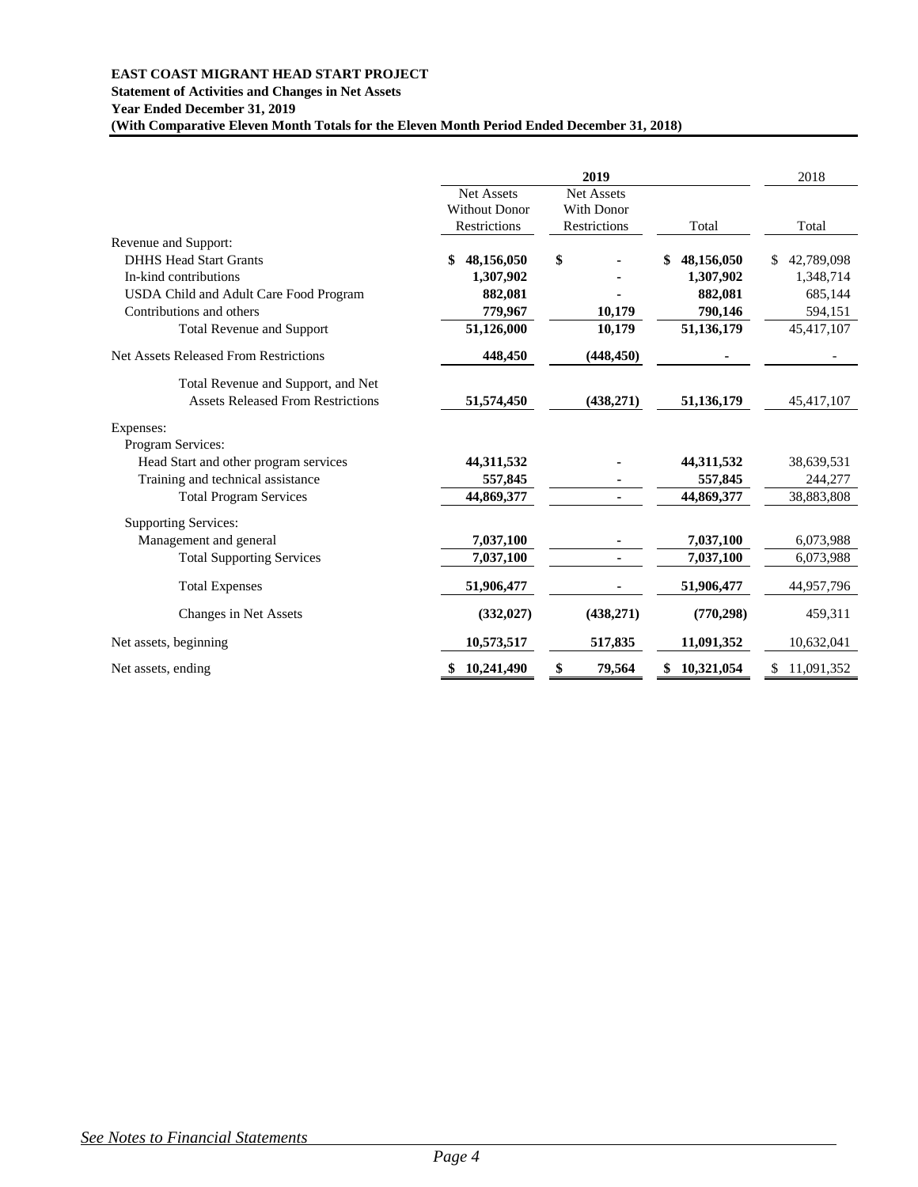**EAST COAST MIGRANT HEAD START PROJECT**
**Statement of Activities and Changes in Net Assets**
**Year Ended December 31, 2019**
**(With Comparative Eleven Month Totals for the Eleven Month Period Ended December 31, 2018)**

| | 2019 | | | 2018 |
|---|---|---|---|---|
| | Net Assets Without Donor Restrictions | Net Assets With Donor Restrictions | Total | Total |
| Revenue and Support: | | | | |
| DHHS Head Start Grants | **$ 48,156,050** | **$ -** | **$ 48,156,050** | $ 42,789,098 |
| In-kind contributions | **1,307,902** | **-** | **1,307,902** | 1,348,714 |
| USDA Child and Adult Care Food Program | **882,081** | **-** | **882,081** | 685,144 |
| Contributions and others | **779,967** | **10,179** | **790,146** | 594,151 |
| Total Revenue and Support | **51,126,000** | **10,179** | **51,136,179** | 45,417,107 |
| Net Assets Released From Restrictions | **448,450** | **(448,450)** | **-** | - |
| Total Revenue and Support, and Net Assets Released From Restrictions | **51,574,450** | **(438,271)** | **51,136,179** | 45,417,107 |
| Expenses: | | | | |
| Program Services: | | | | |
| Head Start and other program services | **44,311,532** | **-** | **44,311,532** | 38,639,531 |
| Training and technical assistance | **557,845** | **-** | **557,845** | 244,277 |
| Total Program Services | **44,869,377** | **-** | **44,869,377** | 38,883,808 |
| Supporting Services: | | | | |
| Management and general | **7,037,100** | **-** | **7,037,100** | 6,073,988 |
| Total Supporting Services | **7,037,100** | **-** | **7,037,100** | 6,073,988 |
| Total Expenses | **51,906,477** | **-** | **51,906,477** | 44,957,796 |
| Changes in Net Assets | **(332,027)** | **(438,271)** | **(770,298)** | 459,311 |
| Net assets, beginning | **10,573,517** | **517,835** | **11,091,352** | 10,632,041 |
| Net assets, ending | **$ 10,241,490** | **$ 79,564** | **$ 10,321,054** | $ 11,091,352 |

*See Notes to Financial Statements*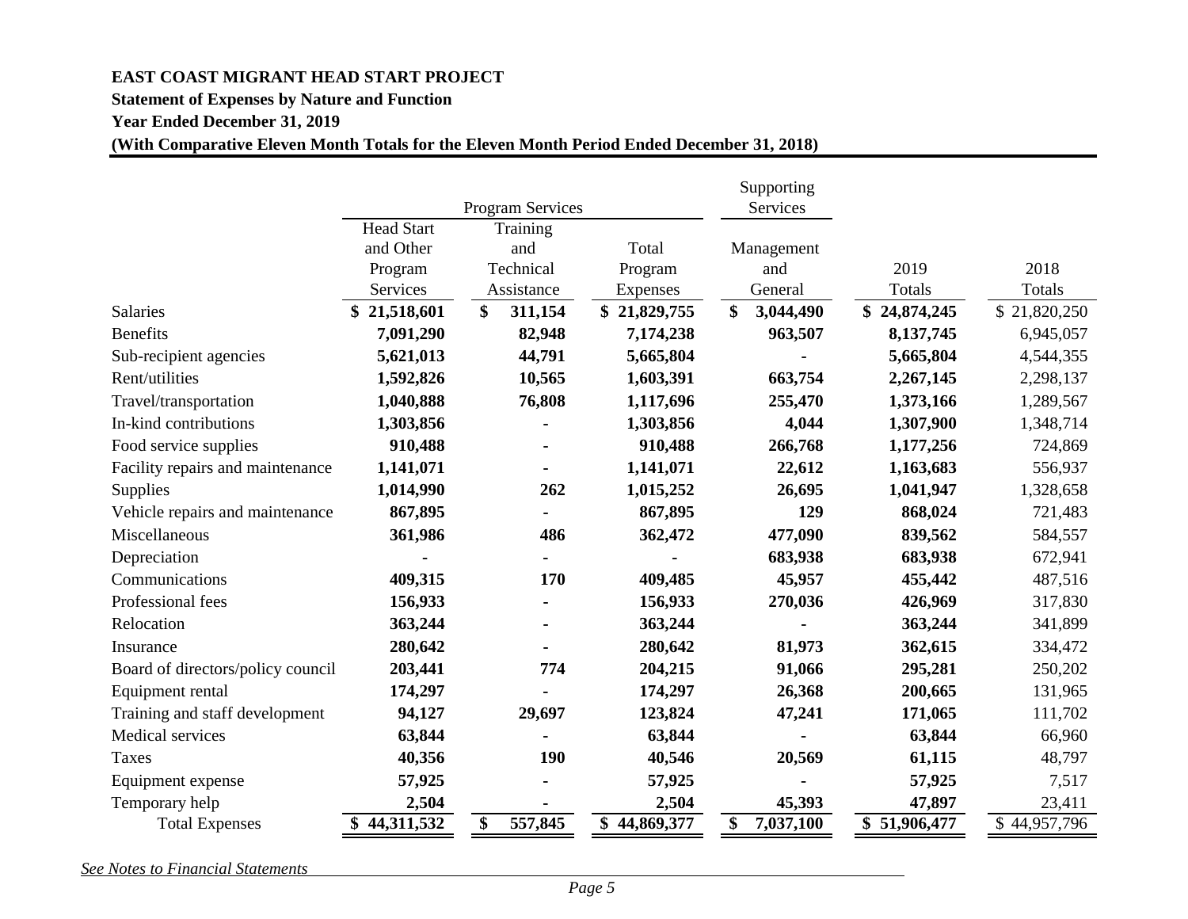**EAST COAST MIGRANT HEAD START PROJECT**

**Statement of Expenses by Nature and Function**

**Year Ended December 31, 2019**

**(With Comparative Eleven Month Totals for the Eleven Month Period Ended December 31, 2018)**

| | Program Services | | | Supporting Services | | |
|---|---|---|---|---|---|---|
| | Head Start and Other Program Services | Training and Technical Assistance | Total Program Expenses | Management and General | 2019 Totals | 2018 Totals |
| Salaries | **$ 21,518,601** | **$ 311,154** | **$ 21,829,755** | **$ 3,044,490** | **$ 24,874,245** | $ 21,820,250 |
| Benefits | **7,091,290** | **82,948** | **7,174,238** | **963,507** | **8,137,745** | 6,945,057 |
| Sub-recipient agencies | **5,621,013** | **44,791** | **5,665,804** | **-** | **5,665,804** | 4,544,355 |
| Rent/utilities | **1,592,826** | **10,565** | **1,603,391** | **663,754** | **2,267,145** | 2,298,137 |
| Travel/transportation | **1,040,888** | **76,808** | **1,117,696** | **255,470** | **1,373,166** | 1,289,567 |
| In-kind contributions | **1,303,856** | **-** | **1,303,856** | **4,044** | **1,307,900** | 1,348,714 |
| Food service supplies | **910,488** | **-** | **910,488** | **266,768** | **1,177,256** | 724,869 |
| Facility repairs and maintenance | **1,141,071** | **-** | **1,141,071** | **22,612** | **1,163,683** | 556,937 |
| Supplies | **1,014,990** | **262** | **1,015,252** | **26,695** | **1,041,947** | 1,328,658 |
| Vehicle repairs and maintenance | **867,895** | **-** | **867,895** | **129** | **868,024** | 721,483 |
| Miscellaneous | **361,986** | **486** | **362,472** | **477,090** | **839,562** | 584,557 |
| Depreciation | **-** | **-** | **-** | **683,938** | **683,938** | 672,941 |
| Communications | **409,315** | **170** | **409,485** | **45,957** | **455,442** | 487,516 |
| Professional fees | **156,933** | **-** | **156,933** | **270,036** | **426,969** | 317,830 |
| Relocation | **363,244** | **-** | **363,244** | **-** | **363,244** | 341,899 |
| Insurance | **280,642** | **-** | **280,642** | **81,973** | **362,615** | 334,472 |
| Board of directors/policy council | **203,441** | **774** | **204,215** | **91,066** | **295,281** | 250,202 |
| Equipment rental | **174,297** | **-** | **174,297** | **26,368** | **200,665** | 131,965 |
| Training and staff development | **94,127** | **29,697** | **123,824** | **47,241** | **171,065** | 111,702 |
| Medical services | **63,844** | **-** | **63,844** | **-** | **63,844** | 66,960 |
| Taxes | **40,356** | **190** | **40,546** | **20,569** | **61,115** | 48,797 |
| Equipment expense | **57,925** | **-** | **57,925** | **-** | **57,925** | 7,517 |
| Temporary help | **2,504** | **-** | **2,504** | **45,393** | **47,897** | 23,411 |
| Total Expenses | **$ 44,311,532** | **$ 557,845** | **$ 44,869,377** | **$ 7,037,100** | **$ 51,906,477** | $ 44,957,796 |

*See Notes to Financial Statements*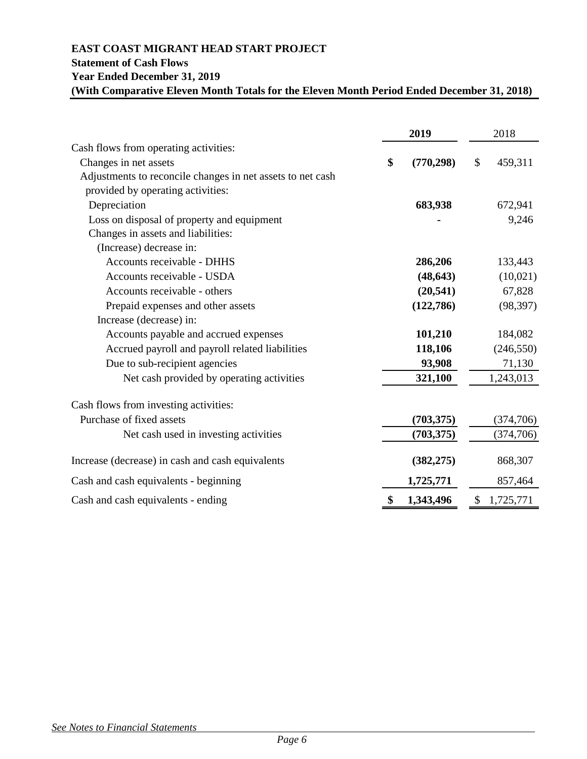**EAST COAST MIGRANT HEAD START PROJECT**
**Statement of Cash Flows**
**Year Ended December 31, 2019**
**(With Comparative Eleven Month Totals for the Eleven Month Period Ended December 31, 2018)**

| | 2019 | 2018 |
|---|---|---|
| Cash flows from operating activities: | | |
| Changes in net assets | $ (770,298) | $ 459,311 |
| Adjustments to reconcile changes in net assets to net cash provided by operating activities: | | |
| Depreciation | 683,938 | 672,941 |
| Loss on disposal of property and equipment | - | 9,246 |
| Changes in assets and liabilities: | | |
| (Increase) decrease in: | | |
| Accounts receivable - DHHS | 286,206 | 133,443 |
| Accounts receivable - USDA | (48,643) | (10,021) |
| Accounts receivable - others | (20,541) | 67,828 |
| Prepaid expenses and other assets | (122,786) | (98,397) |
| Increase (decrease) in: | | |
| Accounts payable and accrued expenses | 101,210 | 184,082 |
| Accrued payroll and payroll related liabilities | 118,106 | (246,550) |
| Due to sub-recipient agencies | 93,908 | 71,130 |
| Net cash provided by operating activities | 321,100 | 1,243,013 |
| Cash flows from investing activities: | | |
| Purchase of fixed assets | (703,375) | (374,706) |
| Net cash used in investing activities | (703,375) | (374,706) |
| Increase (decrease) in cash and cash equivalents | (382,275) | 868,307 |
| Cash and cash equivalents - beginning | 1,725,771 | 857,464 |
| Cash and cash equivalents - ending | $ 1,343,496 | $ 1,725,771 |

*See Notes to Financial Statements*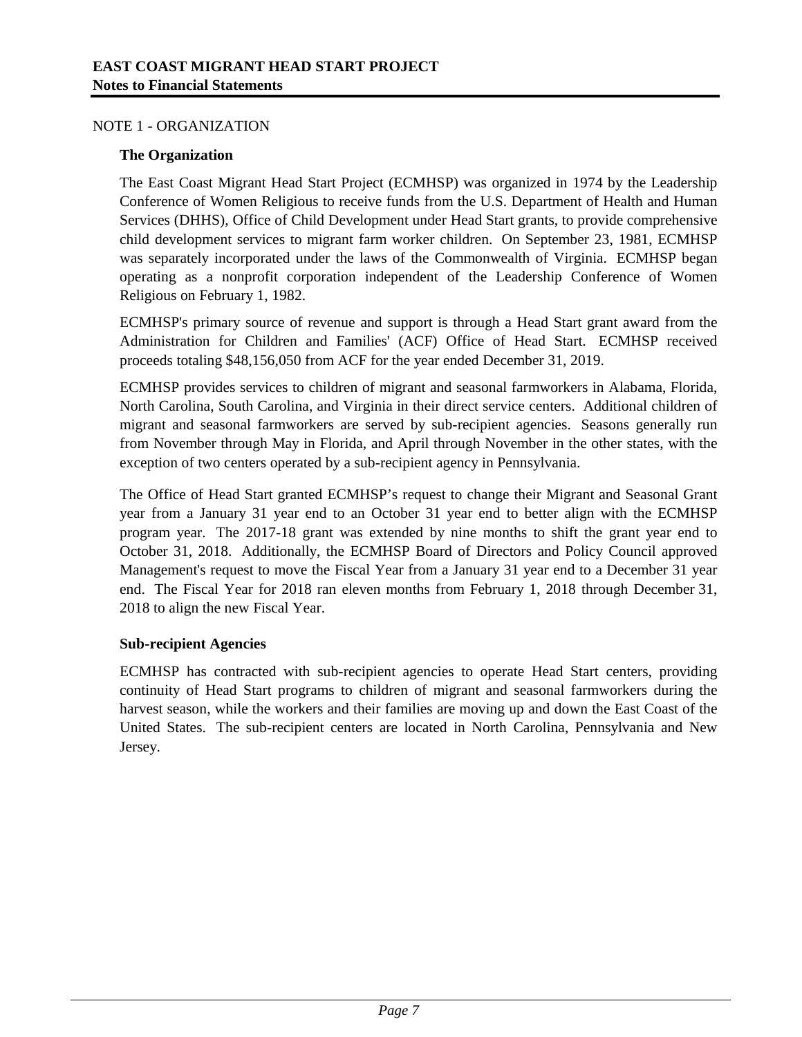# EAST COAST MIGRANT HEAD START PROJECT
**Notes to Financial Statements**

NOTE 1 - ORGANIZATION

### The Organization

The East Coast Migrant Head Start Project (ECMHSP) was organized in 1974 by the Leadership Conference of Women Religious to receive funds from the U.S. Department of Health and Human Services (DHHS), Office of Child Development under Head Start grants, to provide comprehensive child development services to migrant farm worker children. On September 23, 1981, ECMHSP was separately incorporated under the laws of the Commonwealth of Virginia. ECMHSP began operating as a nonprofit corporation independent of the Leadership Conference of Women Religious on February 1, 1982.

ECMHSP's primary source of revenue and support is through a Head Start grant award from the Administration for Children and Families' (ACF) Office of Head Start. ECMHSP received proceeds totaling $48,156,050 from ACF for the year ended December 31, 2019.

ECMHSP provides services to children of migrant and seasonal farmworkers in Alabama, Florida, North Carolina, South Carolina, and Virginia in their direct service centers. Additional children of migrant and seasonal farmworkers are served by sub-recipient agencies. Seasons generally run from November through May in Florida, and April through November in the other states, with the exception of two centers operated by a sub-recipient agency in Pennsylvania.

The Office of Head Start granted ECMHSP’s request to change their Migrant and Seasonal Grant year from a January 31 year end to an October 31 year end to better align with the ECMHSP program year. The 2017-18 grant was extended by nine months to shift the grant year end to October 31, 2018. Additionally, the ECMHSP Board of Directors and Policy Council approved Management's request to move the Fiscal Year from a January 31 year end to a December 31 year end. The Fiscal Year for 2018 ran eleven months from February 1, 2018 through December 31, 2018 to align the new Fiscal Year.

### Sub-recipient Agencies

ECMHSP has contracted with sub-recipient agencies to operate Head Start centers, providing continuity of Head Start programs to children of migrant and seasonal farmworkers during the harvest season, while the workers and their families are moving up and down the East Coast of the United States. The sub-recipient centers are located in North Carolina, Pennsylvania and New Jersey.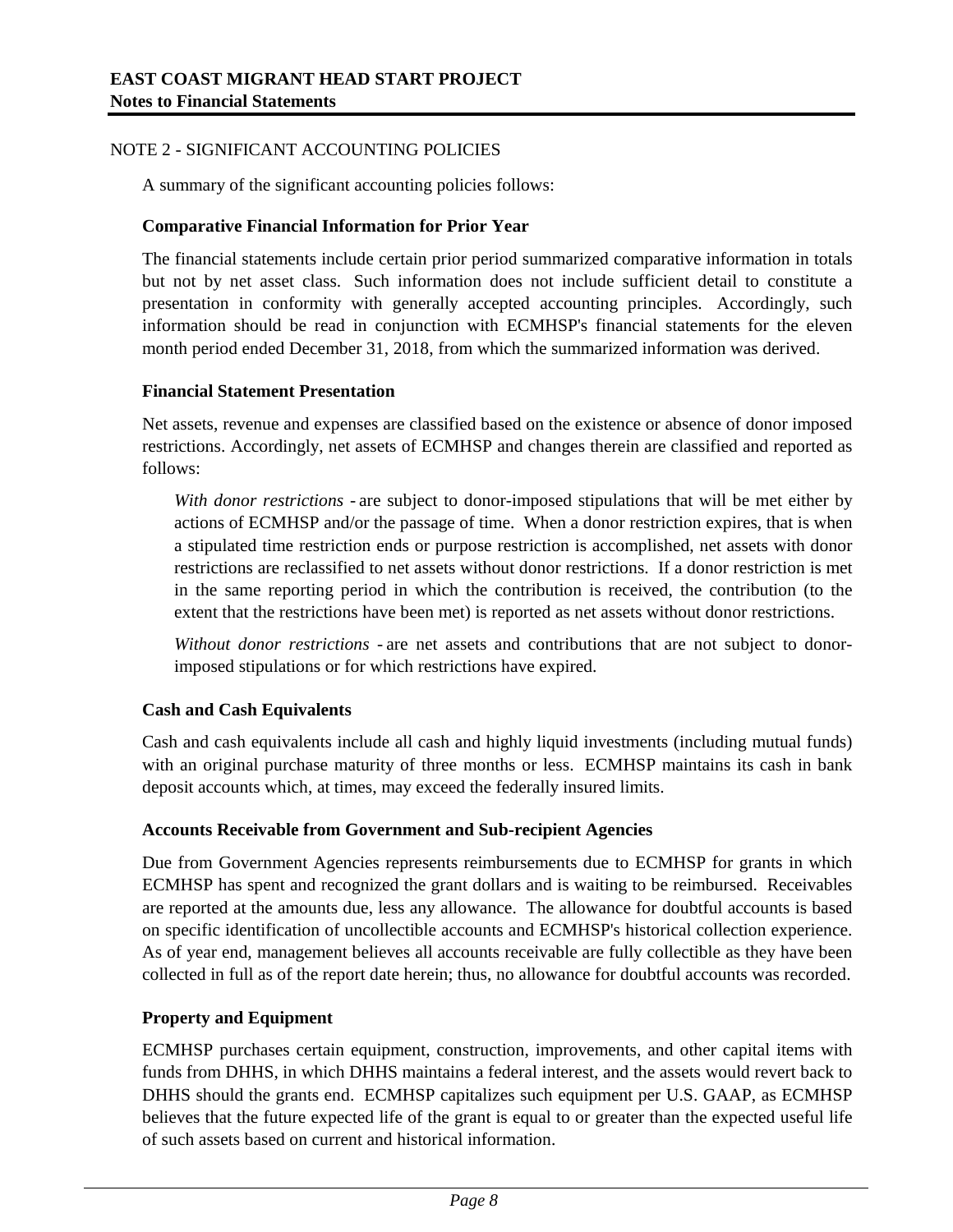NOTE 2 - SIGNIFICANT ACCOUNTING POLICIES

A summary of the significant accounting policies follows:

**Comparative Financial Information for Prior Year**

The financial statements include certain prior period summarized comparative information in totals but not by net asset class. Such information does not include sufficient detail to constitute a presentation in conformity with generally accepted accounting principles. Accordingly, such information should be read in conjunction with ECMHSP's financial statements for the eleven month period ended December 31, 2018, from which the summarized information was derived.

**Financial Statement Presentation**

Net assets, revenue and expenses are classified based on the existence or absence of donor imposed restrictions. Accordingly, net assets of ECMHSP and changes therein are classified and reported as follows:

*With donor restrictions* - are subject to donor-imposed stipulations that will be met either by actions of ECMHSP and/or the passage of time. When a donor restriction expires, that is when a stipulated time restriction ends or purpose restriction is accomplished, net assets with donor restrictions are reclassified to net assets without donor restrictions. If a donor restriction is met in the same reporting period in which the contribution is received, the contribution (to the extent that the restrictions have been met) is reported as net assets without donor restrictions.

*Without donor restrictions* - are net assets and contributions that are not subject to donor-imposed stipulations or for which restrictions have expired.

**Cash and Cash Equivalents**

Cash and cash equivalents include all cash and highly liquid investments (including mutual funds) with an original purchase maturity of three months or less. ECMHSP maintains its cash in bank deposit accounts which, at times, may exceed the federally insured limits.

**Accounts Receivable from Government and Sub-recipient Agencies**

Due from Government Agencies represents reimbursements due to ECMHSP for grants in which ECMHSP has spent and recognized the grant dollars and is waiting to be reimbursed. Receivables are reported at the amounts due, less any allowance. The allowance for doubtful accounts is based on specific identification of uncollectible accounts and ECMHSP's historical collection experience. As of year end, management believes all accounts receivable are fully collectible as they have been collected in full as of the report date herein; thus, no allowance for doubtful accounts was recorded.

**Property and Equipment**

ECMHSP purchases certain equipment, construction, improvements, and other capital items with funds from DHHS, in which DHHS maintains a federal interest, and the assets would revert back to DHHS should the grants end. ECMHSP capitalizes such equipment per U.S. GAAP, as ECMHSP believes that the future expected life of the grant is equal to or greater than the expected useful life of such assets based on current and historical information.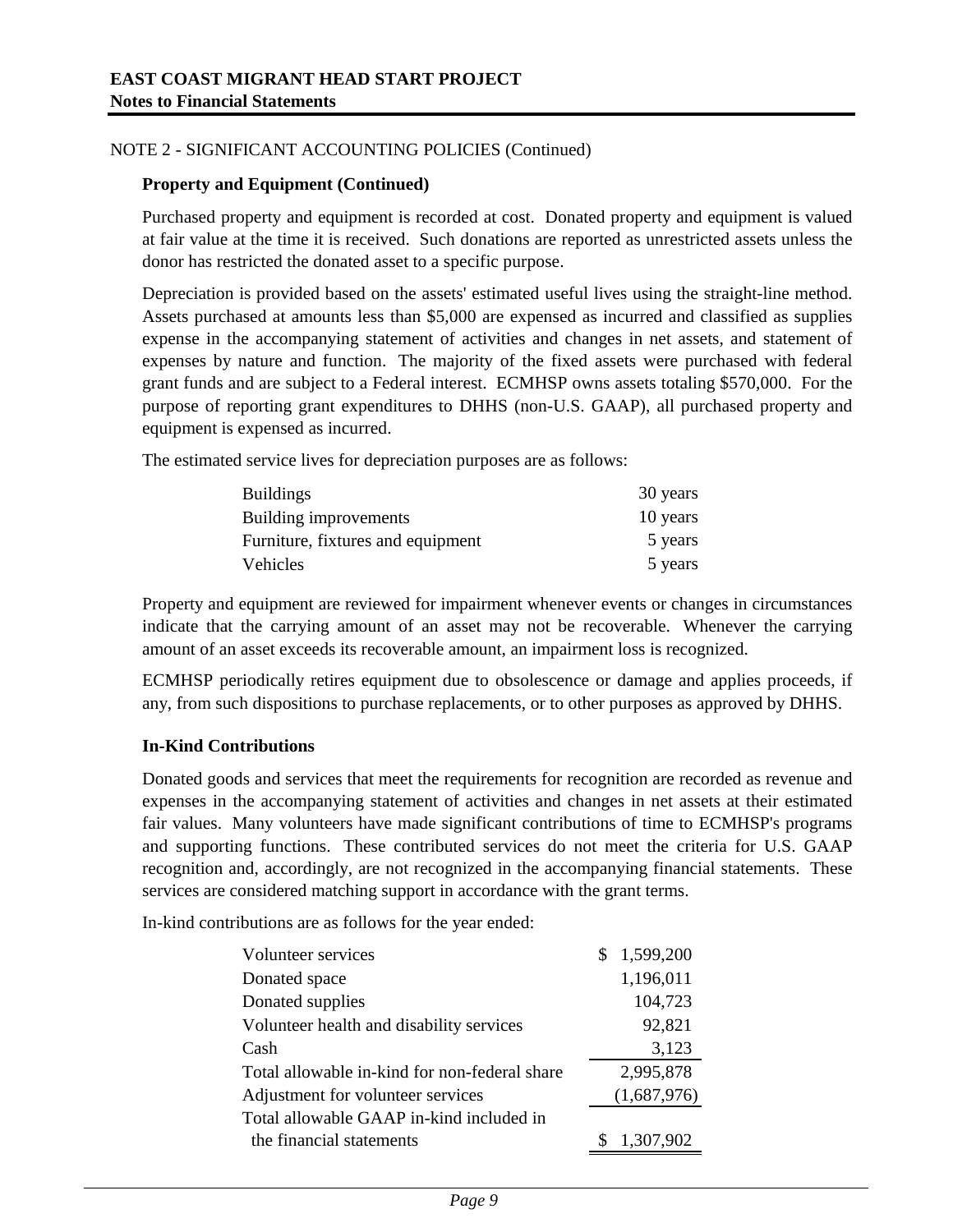NOTE 2 - SIGNIFICANT ACCOUNTING POLICIES (Continued)

**Property and Equipment (Continued)**

Purchased property and equipment is recorded at cost. Donated property and equipment is valued at fair value at the time it is received. Such donations are reported as unrestricted assets unless the donor has restricted the donated asset to a specific purpose.

Depreciation is provided based on the assets' estimated useful lives using the straight-line method. Assets purchased at amounts less than $5,000 are expensed as incurred and classified as supplies expense in the accompanying statement of activities and changes in net assets, and statement of expenses by nature and function. The majority of the fixed assets were purchased with federal grant funds and are subject to a Federal interest. ECMHSP owns assets totaling $570,000. For the purpose of reporting grant expenditures to DHHS (non-U.S. GAAP), all purchased property and equipment is expensed as incurred.

The estimated service lives for depreciation purposes are as follows:

| | |
|---|---|
| Buildings | 30 years |
| Building improvements | 10 years |
| Furniture, fixtures and equipment | 5 years |
| Vehicles | 5 years |

Property and equipment are reviewed for impairment whenever events or changes in circumstances indicate that the carrying amount of an asset may not be recoverable. Whenever the carrying amount of an asset exceeds its recoverable amount, an impairment loss is recognized.

ECMHSP periodically retires equipment due to obsolescence or damage and applies proceeds, if any, from such dispositions to purchase replacements, or to other purposes as approved by DHHS.

**In-Kind Contributions**

Donated goods and services that meet the requirements for recognition are recorded as revenue and expenses in the accompanying statement of activities and changes in net assets at their estimated fair values. Many volunteers have made significant contributions of time to ECMHSP's programs and supporting functions. These contributed services do not meet the criteria for U.S. GAAP recognition and, accordingly, are not recognized in the accompanying financial statements. These services are considered matching support in accordance with the grant terms.

In-kind contributions are as follows for the year ended:

| | |
|---|---|
| Volunteer services | $ 1,599,200 |
| Donated space | 1,196,011 |
| Donated supplies | 104,723 |
| Volunteer health and disability services | 92,821 |
| Cash | 3,123 |
| Total allowable in-kind for non-federal share | 2,995,878 |
| Adjustment for volunteer services | (1,687,976) |
| Total allowable GAAP in-kind included in the financial statements | $ 1,307,902 |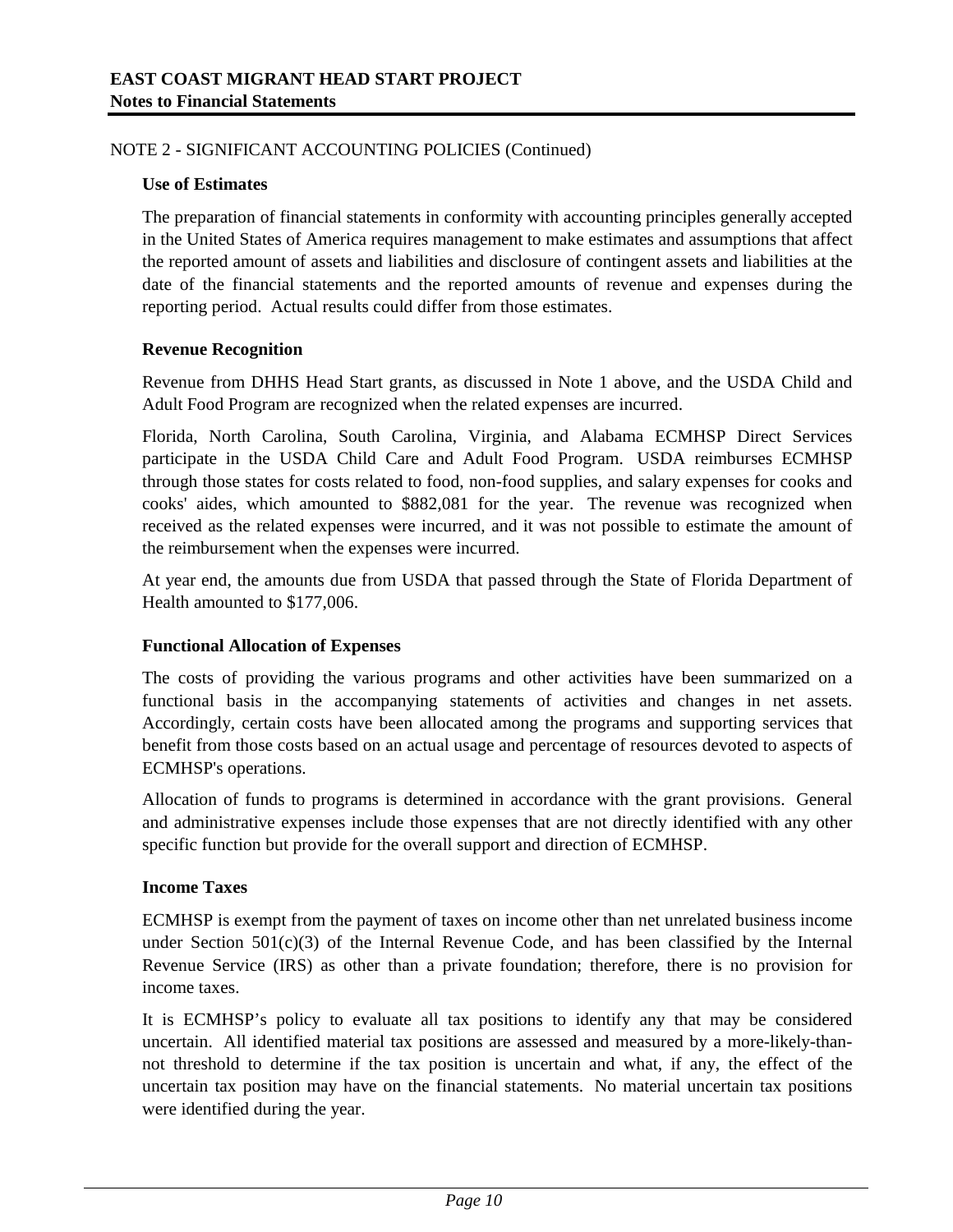NOTE 2 - SIGNIFICANT ACCOUNTING POLICIES (Continued)

### Use of Estimates

The preparation of financial statements in conformity with accounting principles generally accepted in the United States of America requires management to make estimates and assumptions that affect the reported amount of assets and liabilities and disclosure of contingent assets and liabilities at the date of the financial statements and the reported amounts of revenue and expenses during the reporting period. Actual results could differ from those estimates.

### Revenue Recognition

Revenue from DHHS Head Start grants, as discussed in Note 1 above, and the USDA Child and Adult Food Program are recognized when the related expenses are incurred.

Florida, North Carolina, South Carolina, Virginia, and Alabama ECMHSP Direct Services participate in the USDA Child Care and Adult Food Program. USDA reimburses ECMHSP through those states for costs related to food, non-food supplies, and salary expenses for cooks and cooks' aides, which amounted to $882,081 for the year. The revenue was recognized when received as the related expenses were incurred, and it was not possible to estimate the amount of the reimbursement when the expenses were incurred.

At year end, the amounts due from USDA that passed through the State of Florida Department of Health amounted to $177,006.

### Functional Allocation of Expenses

The costs of providing the various programs and other activities have been summarized on a functional basis in the accompanying statements of activities and changes in net assets. Accordingly, certain costs have been allocated among the programs and supporting services that benefit from those costs based on an actual usage and percentage of resources devoted to aspects of ECMHSP's operations.

Allocation of funds to programs is determined in accordance with the grant provisions. General and administrative expenses include those expenses that are not directly identified with any other specific function but provide for the overall support and direction of ECMHSP.

### Income Taxes

ECMHSP is exempt from the payment of taxes on income other than net unrelated business income under Section 501(c)(3) of the Internal Revenue Code, and has been classified by the Internal Revenue Service (IRS) as other than a private foundation; therefore, there is no provision for income taxes.

It is ECMHSP's policy to evaluate all tax positions to identify any that may be considered uncertain. All identified material tax positions are assessed and measured by a more-likely-than-not threshold to determine if the tax position is uncertain and what, if any, the effect of the uncertain tax position may have on the financial statements. No material uncertain tax positions were identified during the year.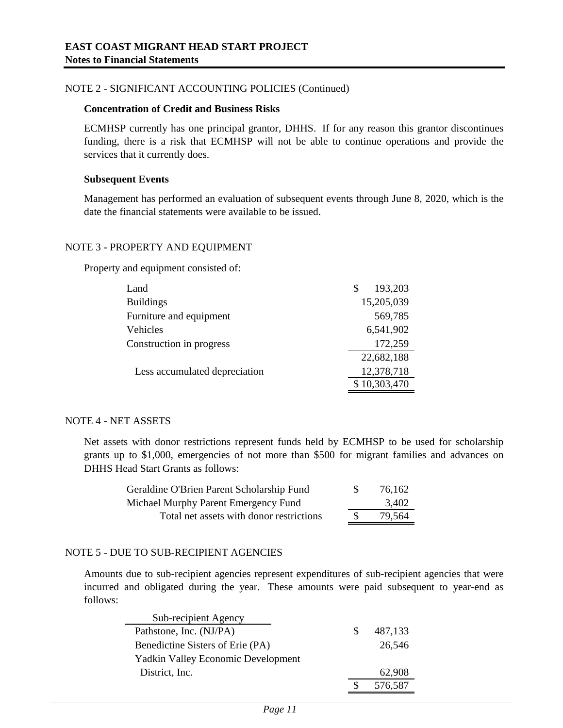NOTE 2 - SIGNIFICANT ACCOUNTING POLICIES (Continued)

**Concentration of Credit and Business Risks**

ECMHSP currently has one principal grantor, DHHS. If for any reason this grantor discontinues funding, there is a risk that ECMHSP will not be able to continue operations and provide the services that it currently does.

**Subsequent Events**

Management has performed an evaluation of subsequent events through June 8, 2020, which is the date the financial statements were available to be issued.

NOTE 3 - PROPERTY AND EQUIPMENT

Property and equipment consisted of:

| | |
|---|---|
| Land | $ 193,203 |
| Buildings | 15,205,039 |
| Furniture and equipment | 569,785 |
| Vehicles | 6,541,902 |
| Construction in progress | 172,259 |
| | 22,682,188 |
| Less accumulated depreciation | 12,378,718 |
| | $ 10,303,470 |

NOTE 4 - NET ASSETS

Net assets with donor restrictions represent funds held by ECMHSP to be used for scholarship grants up to $1,000, emergencies of not more than $500 for migrant families and advances on DHHS Head Start Grants as follows:

| | |
|---|---|
| Geraldine O'Brien Parent Scholarship Fund | $ 76,162 |
| Michael Murphy Parent Emergency Fund | 3,402 |
| Total net assets with donor restrictions | $ 79,564 |

NOTE 5 - DUE TO SUB-RECIPIENT AGENCIES

Amounts due to sub-recipient agencies represent expenditures of sub-recipient agencies that were incurred and obligated during the year. These amounts were paid subsequent to year-end as follows:

| Sub-recipient Agency | |
|---|---|
| Pathstone, Inc. (NJ/PA) | $ 487,133 |
| Benedictine Sisters of Erie (PA) | 26,546 |
| Yadkin Valley Economic Development District, Inc. | 62,908 |
| | $ 576,587 |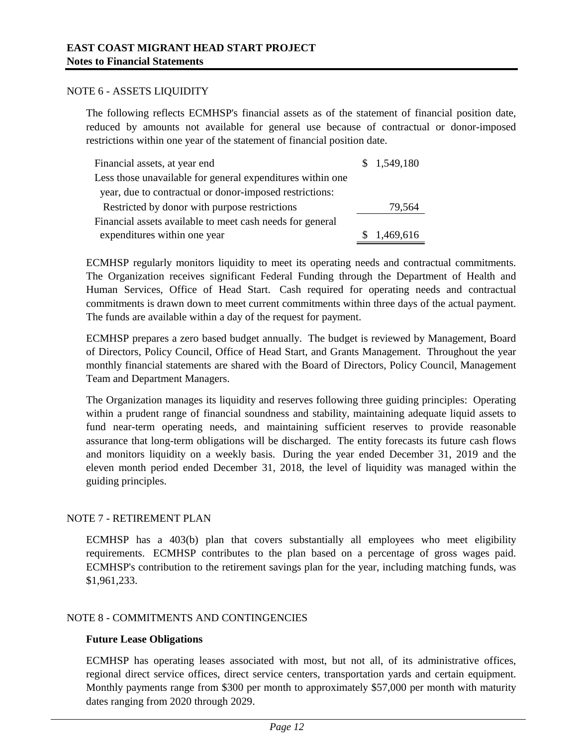## NOTE 6 - ASSETS LIQUIDITY

The following reflects ECMHSP's financial assets as of the statement of financial position date, reduced by amounts not available for general use because of contractual or donor-imposed restrictions within one year of the statement of financial position date.

| | |
|---|---|
| Financial assets, at year end | $ 1,549,180 |
| Less those unavailable for general expenditures within one year, due to contractual or donor-imposed restrictions: | |
| Restricted by donor with purpose restrictions | 79,564 |
| Financial assets available to meet cash needs for general expenditures within one year | $ 1,469,616 |

ECMHSP regularly monitors liquidity to meet its operating needs and contractual commitments. The Organization receives significant Federal Funding through the Department of Health and Human Services, Office of Head Start. Cash required for operating needs and contractual commitments is drawn down to meet current commitments within three days of the actual payment. The funds are available within a day of the request for payment.

ECMHSP prepares a zero based budget annually. The budget is reviewed by Management, Board of Directors, Policy Council, Office of Head Start, and Grants Management. Throughout the year monthly financial statements are shared with the Board of Directors, Policy Council, Management Team and Department Managers.

The Organization manages its liquidity and reserves following three guiding principles: Operating within a prudent range of financial soundness and stability, maintaining adequate liquid assets to fund near-term operating needs, and maintaining sufficient reserves to provide reasonable assurance that long-term obligations will be discharged. The entity forecasts its future cash flows and monitors liquidity on a weekly basis. During the year ended December 31, 2019 and the eleven month period ended December 31, 2018, the level of liquidity was managed within the guiding principles.

## NOTE 7 - RETIREMENT PLAN

ECMHSP has a 403(b) plan that covers substantially all employees who meet eligibility requirements. ECMHSP contributes to the plan based on a percentage of gross wages paid. ECMHSP's contribution to the retirement savings plan for the year, including matching funds, was $1,961,233.

## NOTE 8 - COMMITMENTS AND CONTINGENCIES

**Future Lease Obligations**

ECMHSP has operating leases associated with most, but not all, of its administrative offices, regional direct service offices, direct service centers, transportation yards and certain equipment. Monthly payments range from $300 per month to approximately $57,000 per month with maturity dates ranging from 2020 through 2029.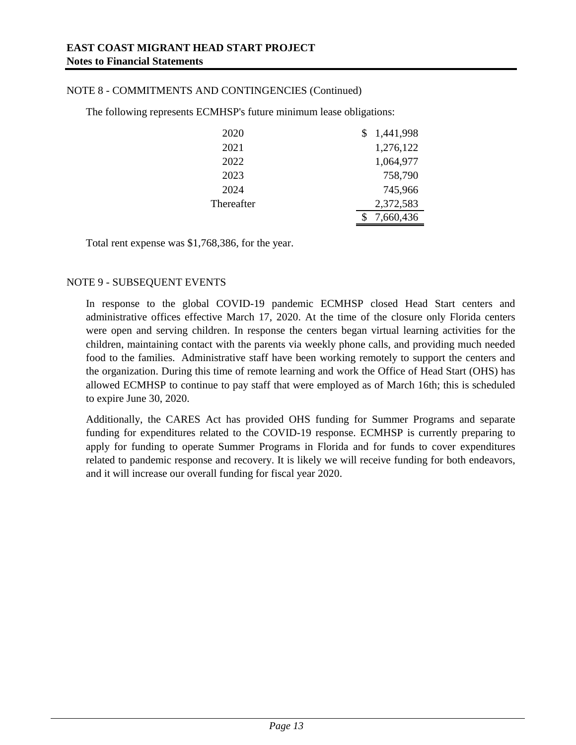NOTE 8 - COMMITMENTS AND CONTINGENCIES (Continued)

The following represents ECMHSP's future minimum lease obligations:

| | |
|---|---|
| 2020 | $ 1,441,998 |
| 2021 | 1,276,122 |
| 2022 | 1,064,977 |
| 2023 | 758,790 |
| 2024 | 745,966 |
| Thereafter | 2,372,583 |
| | $ 7,660,436 |

Total rent expense was $1,768,386, for the year.

NOTE 9 - SUBSEQUENT EVENTS

In response to the global COVID-19 pandemic ECMHSP closed Head Start centers and administrative offices effective March 17, 2020. At the time of the closure only Florida centers were open and serving children. In response the centers began virtual learning activities for the children, maintaining contact with the parents via weekly phone calls, and providing much needed food to the families. Administrative staff have been working remotely to support the centers and the organization. During this time of remote learning and work the Office of Head Start (OHS) has allowed ECMHSP to continue to pay staff that were employed as of March 16th; this is scheduled to expire June 30, 2020.

Additionally, the CARES Act has provided OHS funding for Summer Programs and separate funding for expenditures related to the COVID-19 response. ECMHSP is currently preparing to apply for funding to operate Summer Programs in Florida and for funds to cover expenditures related to pandemic response and recovery. It is likely we will receive funding for both endeavors, and it will increase our overall funding for fiscal year 2020.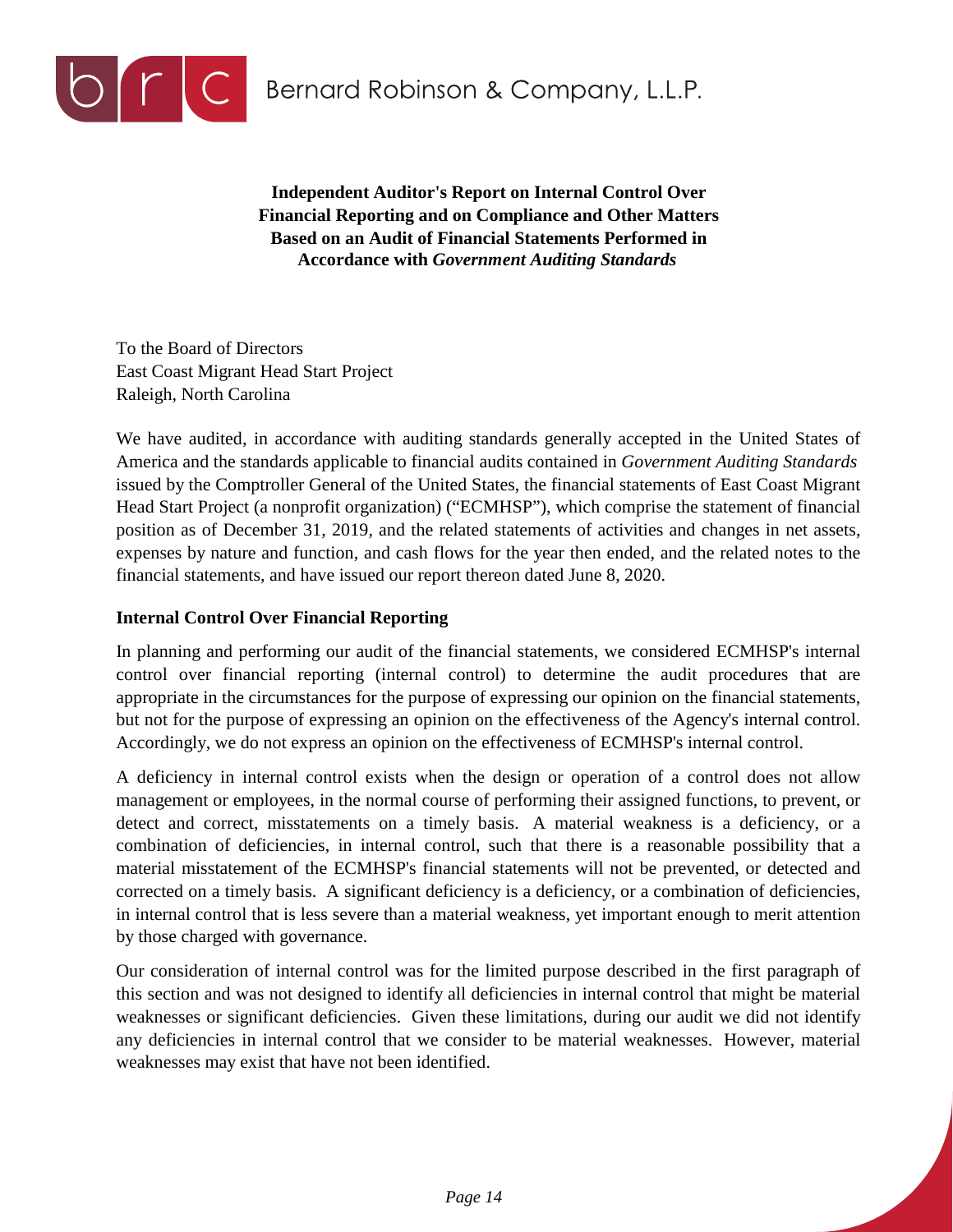Bernard Robinson & Company, L.L.P.

**Independent Auditor's Report on Internal Control Over Financial Reporting and on Compliance and Other Matters Based on an Audit of Financial Statements Performed in Accordance with *Government Auditing Standards***

To the Board of Directors
East Coast Migrant Head Start Project
Raleigh, North Carolina

We have audited, in accordance with auditing standards generally accepted in the United States of America and the standards applicable to financial audits contained in *Government Auditing Standards* issued by the Comptroller General of the United States, the financial statements of East Coast Migrant Head Start Project (a nonprofit organization) ("ECMHSP"), which comprise the statement of financial position as of December 31, 2019, and the related statements of activities and changes in net assets, expenses by nature and function, and cash flows for the year then ended, and the related notes to the financial statements, and have issued our report thereon dated June 8, 2020.

## Internal Control Over Financial Reporting

In planning and performing our audit of the financial statements, we considered ECMHSP's internal control over financial reporting (internal control) to determine the audit procedures that are appropriate in the circumstances for the purpose of expressing our opinion on the financial statements, but not for the purpose of expressing an opinion on the effectiveness of the Agency's internal control. Accordingly, we do not express an opinion on the effectiveness of ECMHSP's internal control.

A deficiency in internal control exists when the design or operation of a control does not allow management or employees, in the normal course of performing their assigned functions, to prevent, or detect and correct, misstatements on a timely basis. A material weakness is a deficiency, or a combination of deficiencies, in internal control, such that there is a reasonable possibility that a material misstatement of the ECMHSP's financial statements will not be prevented, or detected and corrected on a timely basis. A significant deficiency is a deficiency, or a combination of deficiencies, in internal control that is less severe than a material weakness, yet important enough to merit attention by those charged with governance.

Our consideration of internal control was for the limited purpose described in the first paragraph of this section and was not designed to identify all deficiencies in internal control that might be material weaknesses or significant deficiencies. Given these limitations, during our audit we did not identify any deficiencies in internal control that we consider to be material weaknesses. However, material weaknesses may exist that have not been identified.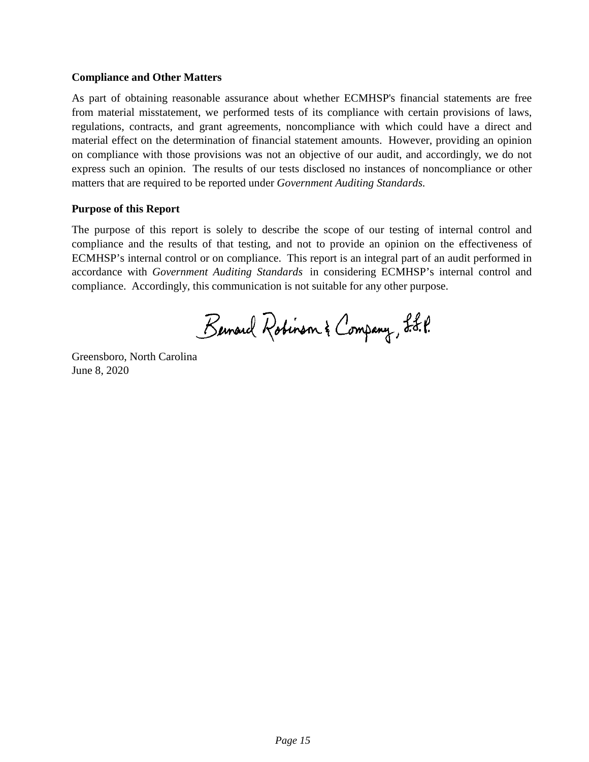**Compliance and Other Matters**

As part of obtaining reasonable assurance about whether ECMHSP's financial statements are free from material misstatement, we performed tests of its compliance with certain provisions of laws, regulations, contracts, and grant agreements, noncompliance with which could have a direct and material effect on the determination of financial statement amounts. However, providing an opinion on compliance with those provisions was not an objective of our audit, and accordingly, we do not express such an opinion. The results of our tests disclosed no instances of noncompliance or other matters that are required to be reported under *Government Auditing Standards.*

**Purpose of this Report**

The purpose of this report is solely to describe the scope of our testing of internal control and compliance and the results of that testing, and not to provide an opinion on the effectiveness of ECMHSP's internal control or on compliance. This report is an integral part of an audit performed in accordance with *Government Auditing Standards* in considering ECMHSP's internal control and compliance. Accordingly, this communication is not suitable for any other purpose.

Bernard Robinson & Company, L.L.P.

Greensboro, North Carolina
June 8, 2020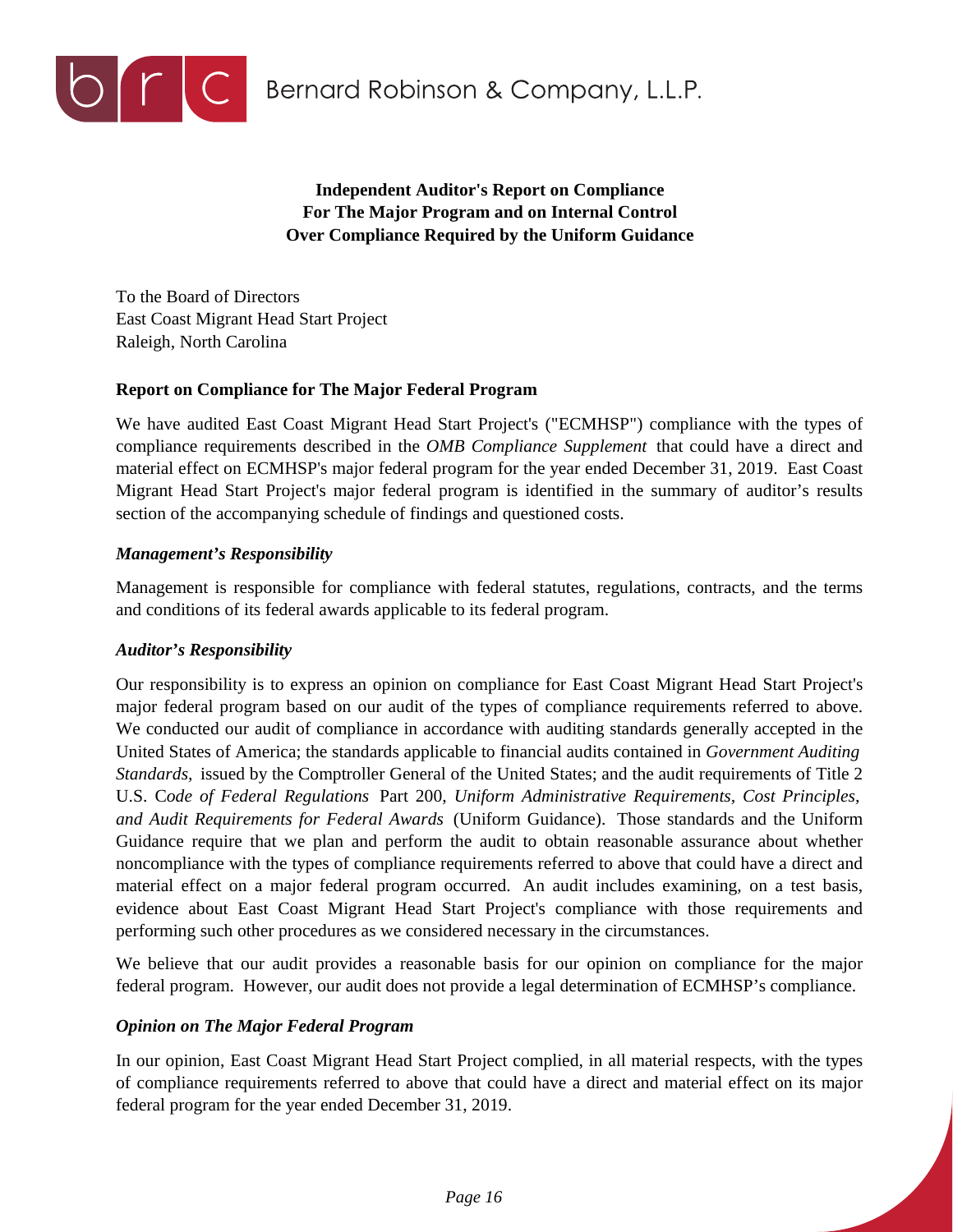Bernard Robinson & Company, L.L.P.

# Independent Auditor's Report on Compliance For The Major Program and on Internal Control Over Compliance Required by the Uniform Guidance

To the Board of Directors
East Coast Migrant Head Start Project
Raleigh, North Carolina

## Report on Compliance for The Major Federal Program

We have audited East Coast Migrant Head Start Project's ("ECMHSP") compliance with the types of compliance requirements described in the *OMB Compliance Supplement* that could have a direct and material effect on ECMHSP's major federal program for the year ended December 31, 2019. East Coast Migrant Head Start Project's major federal program is identified in the summary of auditor's results section of the accompanying schedule of findings and questioned costs.

### *Management's Responsibility*

Management is responsible for compliance with federal statutes, regulations, contracts, and the terms and conditions of its federal awards applicable to its federal program.

### *Auditor's Responsibility*

Our responsibility is to express an opinion on compliance for East Coast Migrant Head Start Project's major federal program based on our audit of the types of compliance requirements referred to above. We conducted our audit of compliance in accordance with auditing standards generally accepted in the United States of America; the standards applicable to financial audits contained in *Government Auditing Standards,* issued by the Comptroller General of the United States; and the audit requirements of Title 2 U.S. C*ode of Federal Regulations* Part 200, *Uniform Administrative Requirements, Cost Principles, and Audit Requirements for Federal Awards* (Uniform Guidance). Those standards and the Uniform Guidance require that we plan and perform the audit to obtain reasonable assurance about whether noncompliance with the types of compliance requirements referred to above that could have a direct and material effect on a major federal program occurred. An audit includes examining, on a test basis, evidence about East Coast Migrant Head Start Project's compliance with those requirements and performing such other procedures as we considered necessary in the circumstances.

We believe that our audit provides a reasonable basis for our opinion on compliance for the major federal program. However, our audit does not provide a legal determination of ECMHSP's compliance.

### *Opinion on The Major Federal Program*

In our opinion, East Coast Migrant Head Start Project complied, in all material respects, with the types of compliance requirements referred to above that could have a direct and material effect on its major federal program for the year ended December 31, 2019.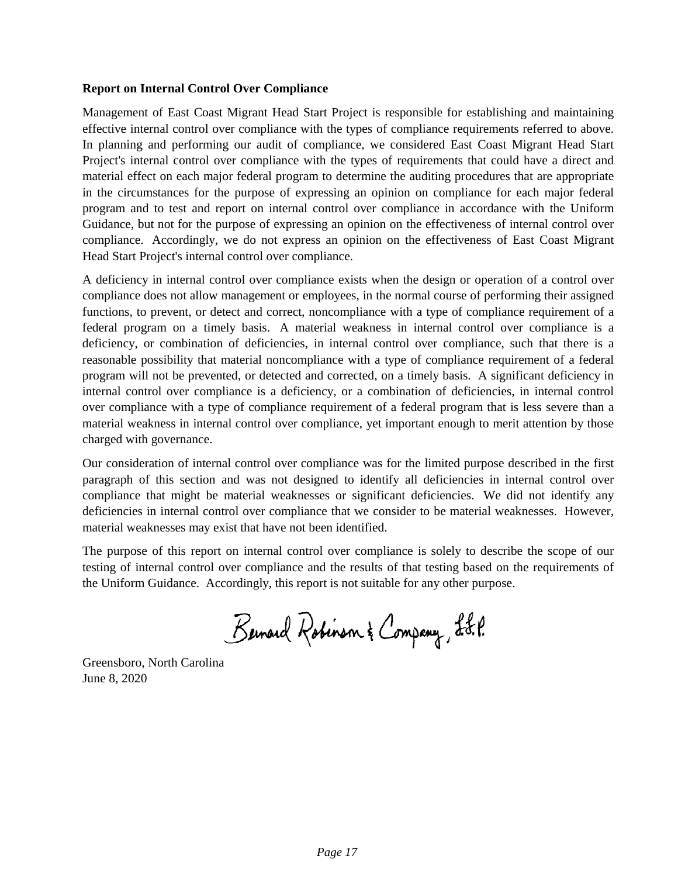**Report on Internal Control Over Compliance**

Management of East Coast Migrant Head Start Project is responsible for establishing and maintaining effective internal control over compliance with the types of compliance requirements referred to above. In planning and performing our audit of compliance, we considered East Coast Migrant Head Start Project's internal control over compliance with the types of requirements that could have a direct and material effect on each major federal program to determine the auditing procedures that are appropriate in the circumstances for the purpose of expressing an opinion on compliance for each major federal program and to test and report on internal control over compliance in accordance with the Uniform Guidance, but not for the purpose of expressing an opinion on the effectiveness of internal control over compliance. Accordingly, we do not express an opinion on the effectiveness of East Coast Migrant Head Start Project's internal control over compliance.

A deficiency in internal control over compliance exists when the design or operation of a control over compliance does not allow management or employees, in the normal course of performing their assigned functions, to prevent, or detect and correct, noncompliance with a type of compliance requirement of a federal program on a timely basis. A material weakness in internal control over compliance is a deficiency, or combination of deficiencies, in internal control over compliance, such that there is a reasonable possibility that material noncompliance with a type of compliance requirement of a federal program will not be prevented, or detected and corrected, on a timely basis. A significant deficiency in internal control over compliance is a deficiency, or a combination of deficiencies, in internal control over compliance with a type of compliance requirement of a federal program that is less severe than a material weakness in internal control over compliance, yet important enough to merit attention by those charged with governance.

Our consideration of internal control over compliance was for the limited purpose described in the first paragraph of this section and was not designed to identify all deficiencies in internal control over compliance that might be material weaknesses or significant deficiencies. We did not identify any deficiencies in internal control over compliance that we consider to be material weaknesses. However, material weaknesses may exist that have not been identified.

The purpose of this report on internal control over compliance is solely to describe the scope of our testing of internal control over compliance and the results of that testing based on the requirements of the Uniform Guidance. Accordingly, this report is not suitable for any other purpose.

Bernard Robinson & Company, L.L.P.

Greensboro, North Carolina
June 8, 2020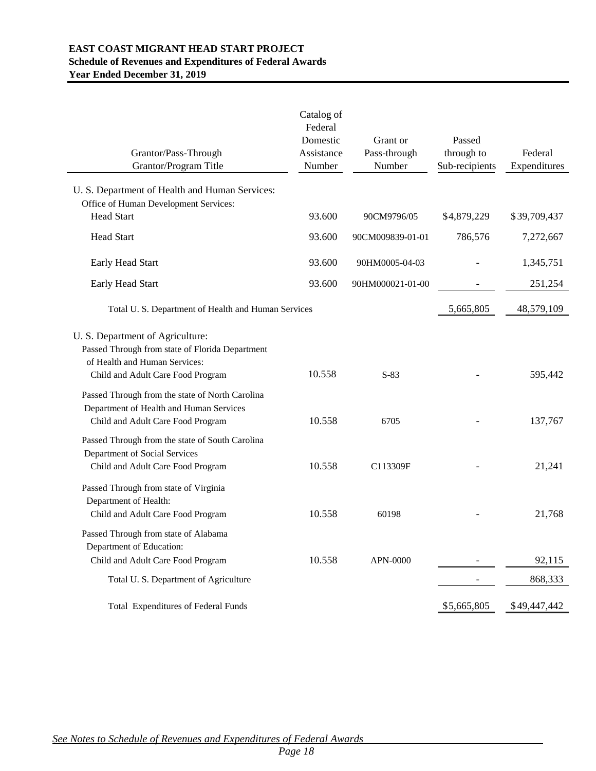**EAST COAST MIGRANT HEAD START PROJECT**
**Schedule of Revenues and Expenditures of Federal Awards**
**Year Ended December 31, 2019**

| Grantor/Pass-Through Grantor/Program Title | Catalog of Federal Domestic Assistance Number | Grant or Pass-through Number | Passed through to Sub-recipients | Federal Expenditures |
|---|---|---|---|---|
| U. S. Department of Health and Human Services: | | | | |
| Office of Human Development Services: | | | | |
| Head Start | 93.600 | 90CM9796/05 | $4,879,229 | $39,709,437 |
| Head Start | 93.600 | 90CM009839-01-01 | 786,576 | 7,272,667 |
| Early Head Start | 93.600 | 90HM0005-04-03 | - | 1,345,751 |
| Early Head Start | 93.600 | 90HM000021-01-00 | - | 251,254 |
| Total U. S. Department of Health and Human Services | | | 5,665,805 | 48,579,109 |
| U. S. Department of Agriculture: | | | | |
| Passed Through from state of Florida Department of Health and Human Services: | | | | |
| Child and Adult Care Food Program | 10.558 | S-83 | - | 595,442 |
| Passed Through from the state of North Carolina Department of Health and Human Services | | | | |
| Child and Adult Care Food Program | 10.558 | 6705 | - | 137,767 |
| Passed Through from the state of South Carolina Department of Social Services | | | | |
| Child and Adult Care Food Program | 10.558 | C113309F | - | 21,241 |
| Passed Through from state of Virginia Department of Health: | | | | |
| Child and Adult Care Food Program | 10.558 | 60198 | - | 21,768 |
| Passed Through from state of Alabama Department of Education: | | | | |
| Child and Adult Care Food Program | 10.558 | APN-0000 | - | 92,115 |
| Total U. S. Department of Agriculture | | | - | 868,333 |
| Total Expenditures of Federal Funds | | | $5,665,805 | $49,447,442 |

*See Notes to Schedule of Revenues and Expenditures of Federal Awards*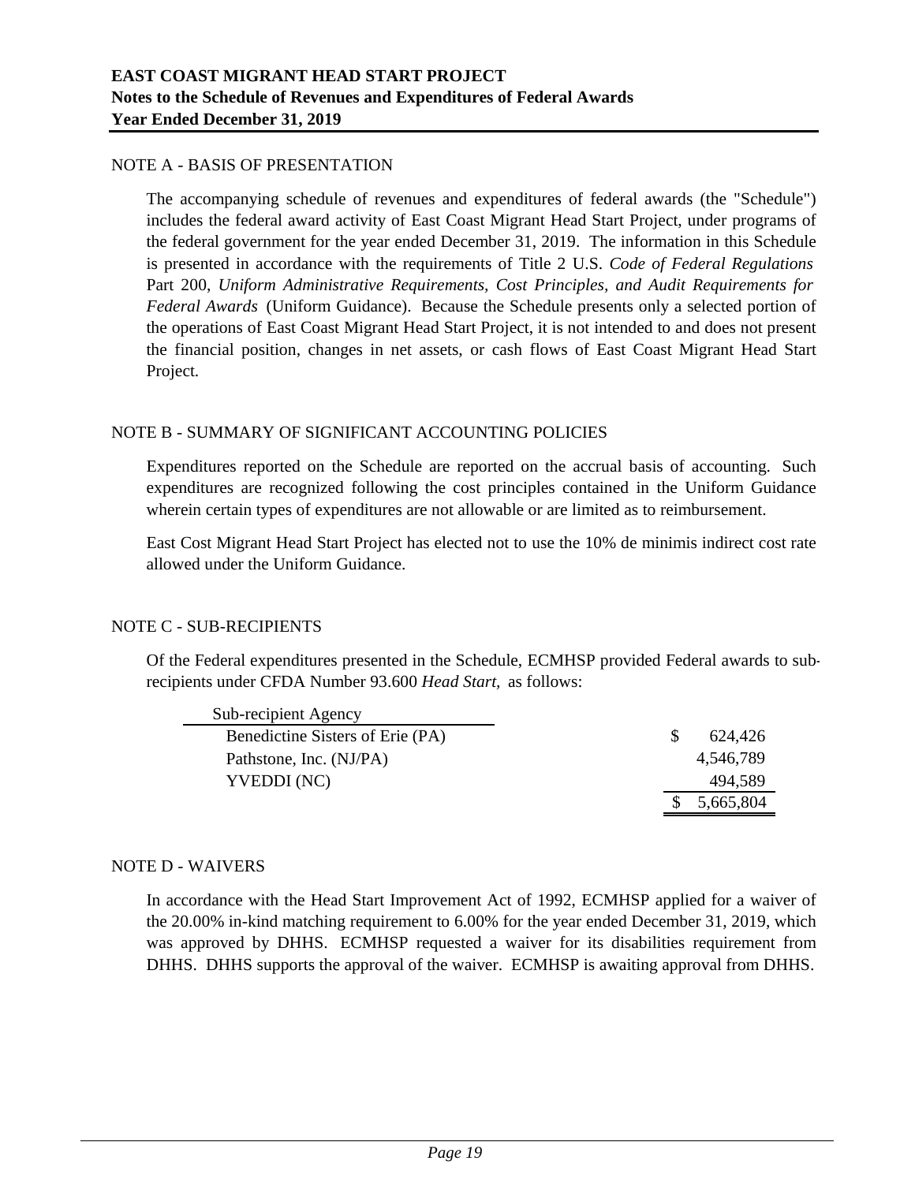# EAST COAST MIGRANT HEAD START PROJECT
## Notes to the Schedule of Revenues and Expenditures of Federal Awards
## Year Ended December 31, 2019

NOTE A - BASIS OF PRESENTATION

The accompanying schedule of revenues and expenditures of federal awards (the "Schedule") includes the federal award activity of East Coast Migrant Head Start Project, under programs of the federal government for the year ended December 31, 2019. The information in this Schedule is presented in accordance with the requirements of Title 2 U.S. *Code of Federal Regulations* Part 200, *Uniform Administrative Requirements, Cost Principles, and Audit Requirements for Federal Awards* (Uniform Guidance). Because the Schedule presents only a selected portion of the operations of East Coast Migrant Head Start Project, it is not intended to and does not present the financial position, changes in net assets, or cash flows of East Coast Migrant Head Start Project.

NOTE B - SUMMARY OF SIGNIFICANT ACCOUNTING POLICIES

Expenditures reported on the Schedule are reported on the accrual basis of accounting. Such expenditures are recognized following the cost principles contained in the Uniform Guidance wherein certain types of expenditures are not allowable or are limited as to reimbursement.

East Cost Migrant Head Start Project has elected not to use the 10% de minimis indirect cost rate allowed under the Uniform Guidance.

NOTE C - SUB-RECIPIENTS

Of the Federal expenditures presented in the Schedule, ECMHSP provided Federal awards to sub-recipients under CFDA Number 93.600 *Head Start*, as follows:

| Sub-recipient Agency | |
|---|---|
| Benedictine Sisters of Erie (PA) | $ 624,426 |
| Pathstone, Inc. (NJ/PA) | 4,546,789 |
| YVEDDI (NC) | 494,589 |
| | $ 5,665,804 |

NOTE D - WAIVERS

In accordance with the Head Start Improvement Act of 1992, ECMHSP applied for a waiver of the 20.00% in-kind matching requirement to 6.00% for the year ended December 31, 2019, which was approved by DHHS. ECMHSP requested a waiver for its disabilities requirement from DHHS. DHHS supports the approval of the waiver. ECMHSP is awaiting approval from DHHS.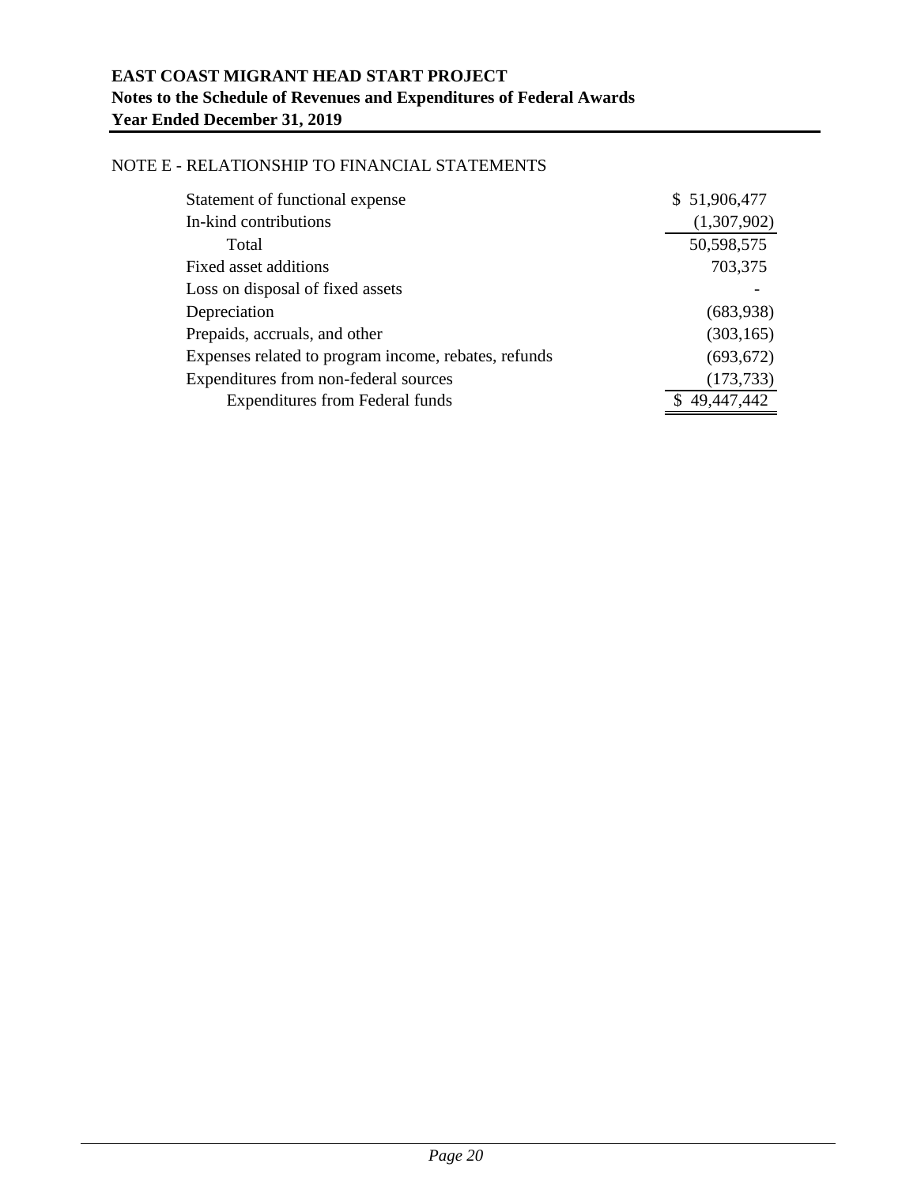**EAST COAST MIGRANT HEAD START PROJECT**
**Notes to the Schedule of Revenues and Expenditures of Federal Awards**
**Year Ended December 31, 2019**

NOTE E - RELATIONSHIP TO FINANCIAL STATEMENTS

| | |
|---|---|
| Statement of functional expense | $ 51,906,477 |
| In-kind contributions | (1,307,902) |
| Total | 50,598,575 |
| Fixed asset additions | 703,375 |
| Loss on disposal of fixed assets | - |
| Depreciation | (683,938) |
| Prepaids, accruals, and other | (303,165) |
| Expenses related to program income, rebates, refunds | (693,672) |
| Expenditures from non-federal sources | (173,733) |
| Expenditures from Federal funds | $ 49,447,442 |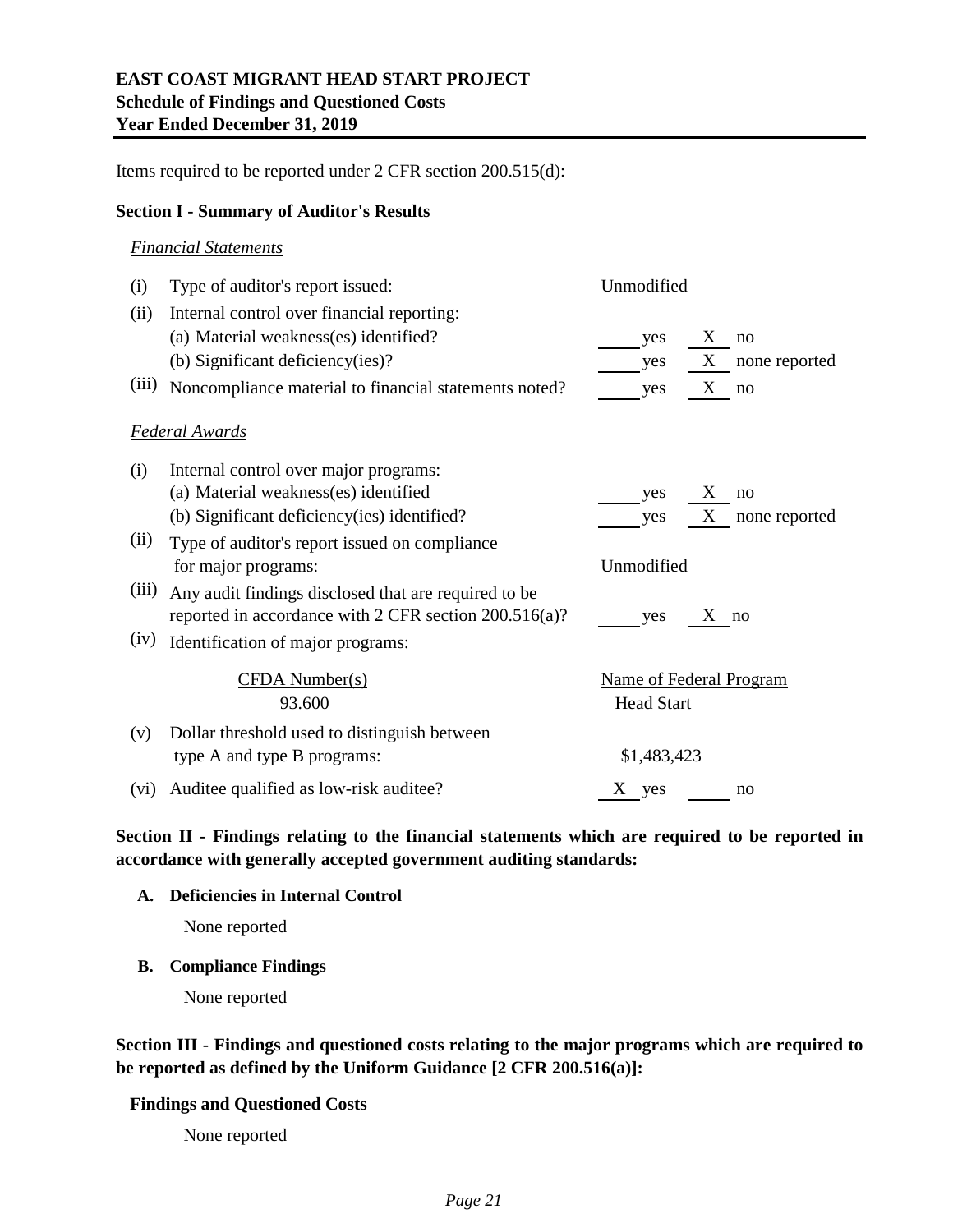**EAST COAST MIGRANT HEAD START PROJECT**
**Schedule of Findings and Questioned Costs**
**Year Ended December 31, 2019**

Items required to be reported under 2 CFR section 200.515(d):

**Section I - Summary of Auditor's Results**

*Financial Statements*

| | | |
|---|---|---|
| (i) | Type of auditor's report issued: | Unmodified |
| (ii) | Internal control over financial reporting: | |
| | (a) Material weakness(es) identified? | ___ yes _X_ no |
| | (b) Significant deficiency(ies)? | ___ yes _X_ none reported |
| (iii) | Noncompliance material to financial statements noted? | ___ yes _X_ no |

*Federal Awards*

| | | |
|---|---|---|
| (i) | Internal control over major programs: | |
| | (a) Material weakness(es) identified | ___ yes _X_ no |
| | (b) Significant deficiency(ies) identified? | ___ yes _X_ none reported |
| (ii) | Type of auditor's report issued on compliance for major programs: | Unmodified |
| (iii) | Any audit findings disclosed that are required to be reported in accordance with 2 CFR section 200.516(a)? | ___ yes _X_ no |
| (iv) | Identification of major programs: | |
| | CFDA Number(s) | Name of Federal Program |
| | 93.600 | Head Start |
| (v) | Dollar threshold used to distinguish between type A and type B programs: | $1,483,423 |
| (vi) | Auditee qualified as low-risk auditee? | _X_ yes ___ no |

**Section II - Findings relating to the financial statements which are required to be reported in accordance with generally accepted government auditing standards:**

**A. Deficiencies in Internal Control**

None reported

**B. Compliance Findings**

None reported

**Section III - Findings and questioned costs relating to the major programs which are required to be reported as defined by the Uniform Guidance [2 CFR 200.516(a)]:**

**Findings and Questioned Costs**

None reported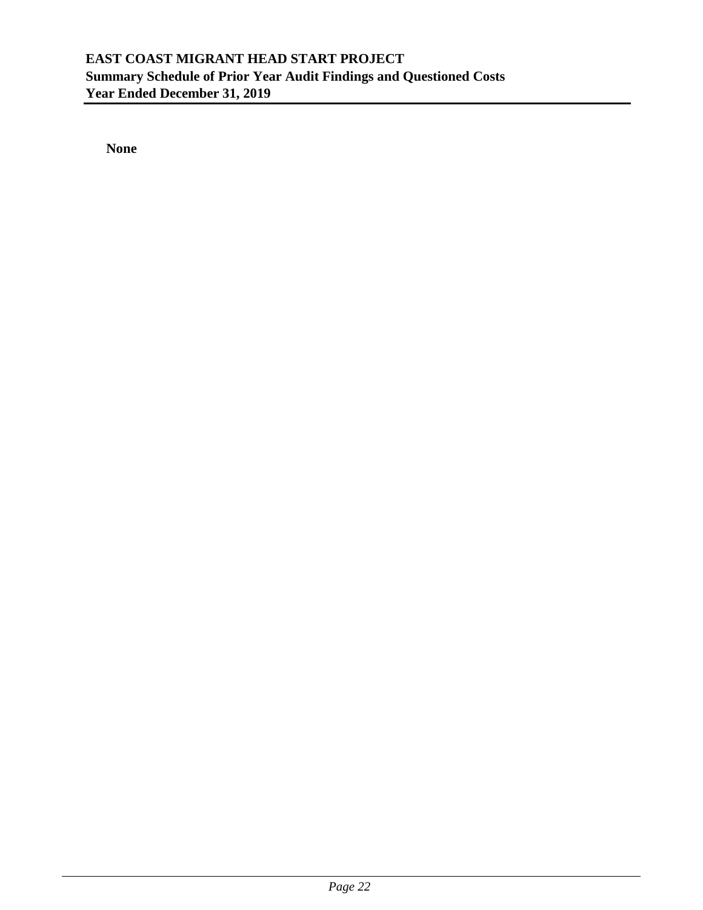# EAST COAST MIGRANT HEAD START PROJECT

## Summary Schedule of Prior Year Audit Findings and Questioned Costs

## Year Ended December 31, 2019

**None**